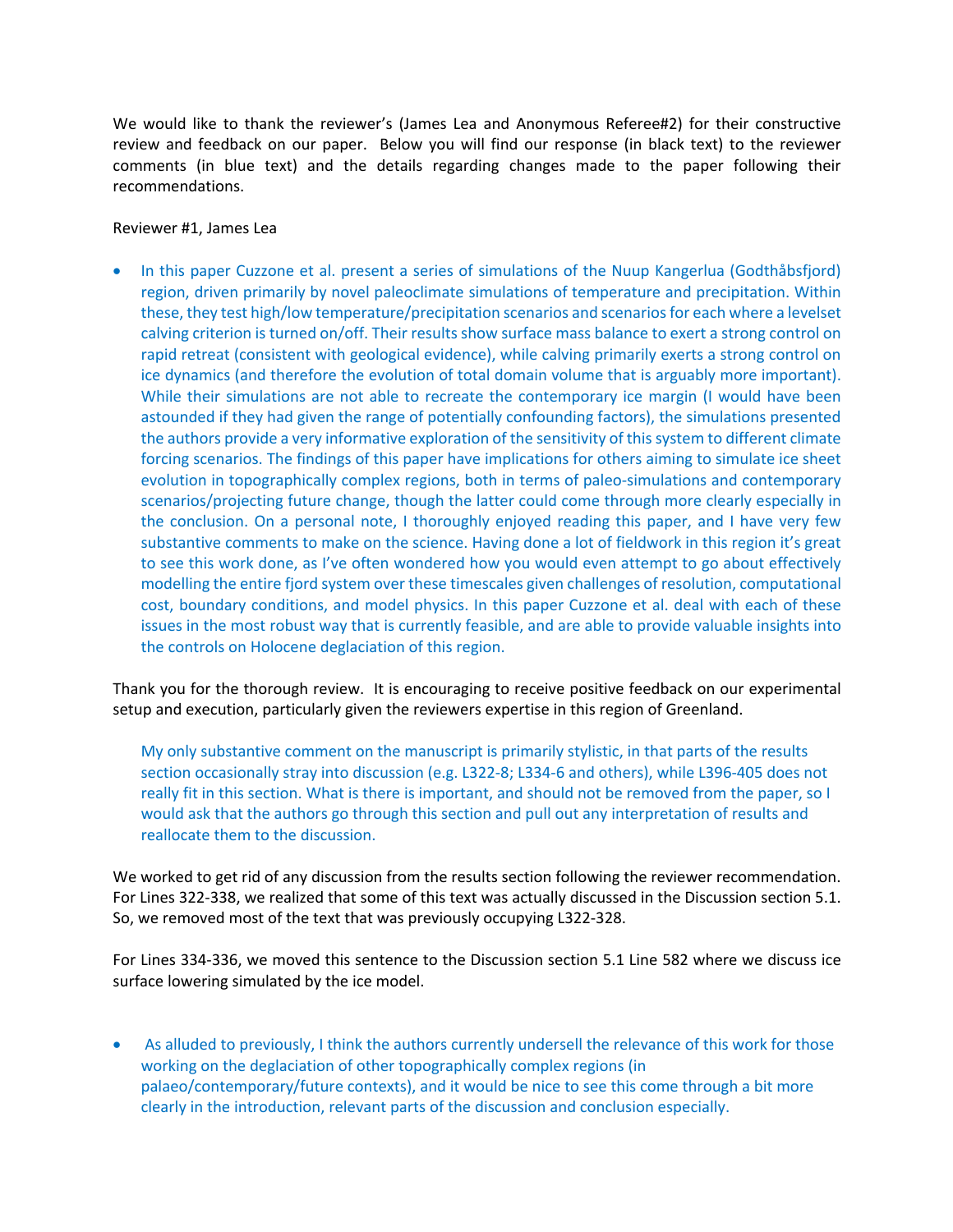We would like to thank the reviewer's (James Lea and Anonymous Referee#2) for their constructive review and feedback on our paper. Below you will find our response (in black text) to the reviewer comments (in blue text) and the details regarding changes made to the paper following their recommendations.

Reviewer #1, James Lea

- In this paper Cuzzone et al. present a series of simulations of the Nuup Kangerlua (Godthåbsfjord) region, driven primarily by novel paleoclimate simulations of temperature and precipitation. Within these, they test high/low temperature/precipitation scenarios and scenarios for each where a levelset calving criterion is turned on/off. Their results show surface mass balance to exert a strong control on rapid retreat (consistent with geological evidence), while calving primarily exerts a strong control on ice dynamics (and therefore the evolution of total domain volume that is arguably more important). While their simulations are not able to recreate the contemporary ice margin (I would have been astounded if they had given the range of potentially confounding factors), the simulations presented the authors provide a very informative exploration of the sensitivity of this system to different climate forcing scenarios. The findings of this paper have implications for others aiming to simulate ice sheet evolution in topographically complex regions, both in terms of paleo-simulations and contemporary scenarios/projecting future change, though the latter could come through more clearly especially in the conclusion. On a personal note, I thoroughly enjoyed reading this paper, and I have very few substantive comments to make on the science. Having done a lot of fieldwork in this region it's great to see this work done, as I've often wondered how you would even attempt to go about effectively modelling the entire fjord system over these timescales given challenges of resolution, computational cost, boundary conditions, and model physics. In this paper Cuzzone et al. deal with each of these issues in the most robust way that is currently feasible, and are able to provide valuable insights into the controls on Holocene deglaciation of this region.

Thank you for the thorough review. It is encouraging to receive positive feedback on our experimental setup and execution, particularly given the reviewers expertise in this region of Greenland.

My only substantive comment on the manuscript is primarily stylistic, in that parts of the results section occasionally stray into discussion (e.g. L322-8; L334-6 and others), while L396-405 does not really fit in this section. What is there is important, and should not be removed from the paper, so I would ask that the authors go through this section and pull out any interpretation of results and reallocate them to the discussion.

We worked to get rid of any discussion from the results section following the reviewer recommendation. For Lines 322-338, we realized that some of this text was actually discussed in the Discussion section 5.1. So, we removed most of the text that was previously occupying L322-328.

For Lines 334-336, we moved this sentence to the Discussion section 5.1 Line 582 where we discuss ice surface lowering simulated by the ice model.

- As alluded to previously, I think the authors currently undersell the relevance of this work for those working on the deglaciation of other topographically complex regions (in palaeo/contemporary/future contexts), and it would be nice to see this come through a bit more clearly in the introduction, relevant parts of the discussion and conclusion especially.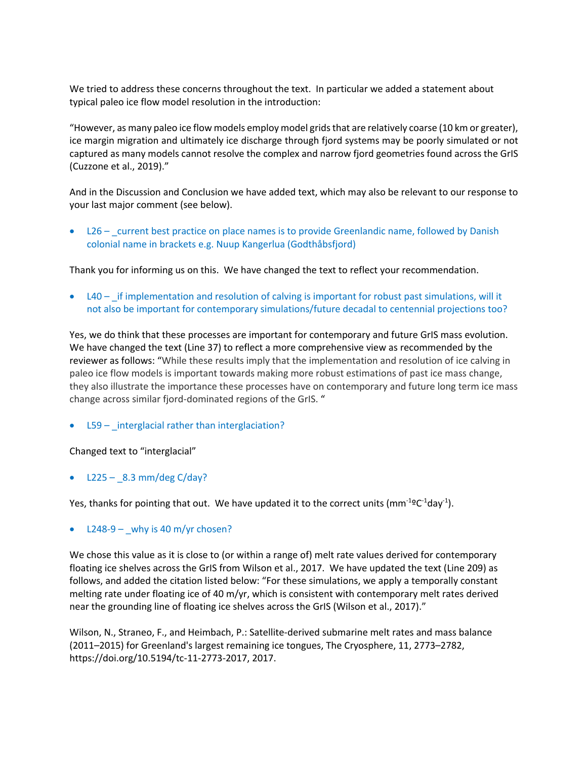We tried to address these concerns throughout the text. In particular we added a statement about typical paleo ice flow model resolution in the introduction:

"However, as many paleo ice flow models employ model grids that are relatively coarse (10 km or greater), ice margin migration and ultimately ice discharge through fjord systems may be poorly simulated or not captured as many models cannot resolve the complex and narrow fjord geometries found across the GrIS (Cuzzone et al., 2019)."

And in the Discussion and Conclusion we have added text, which may also be relevant to our response to your last major comment (see below).

- L26 – _current best practice on place names is to provide Greenlandic name, followed by Danish colonial name in brackets e.g. Nuup Kangerlua (Godthåbsfjord)

Thank you for informing us on this. We have changed the text to reflect your recommendation.

- L40 – _if implementation and resolution of calving is important for robust past simulations, will it not also be important for contemporary simulations/future decadal to centennial projections too?

Yes, we do think that these processes are important for contemporary and future GrIS mass evolution. We have changed the text (Line 37) to reflect a more comprehensive view as recommended by the reviewer as follows: "While these results imply that the implementation and resolution of ice calving in paleo ice flow models is important towards making more robust estimations of past ice mass change, they also illustrate the importance these processes have on contemporary and future long term ice mass change across similar fjord-dominated regions of the GrIS. "

- L59 – _interglacial rather than interglaciation?

Changed text to "interglacial"

- L225 – _8.3 mm/deg C/day?

Yes, thanks for pointing that out. We have updated it to the correct units ($mm^{-1} {}^{o}C^{-1} day^{-1}$).

- L248-9 – _why is 40 m/yr chosen?

We chose this value as it is close to (or within a range of) melt rate values derived for contemporary floating ice shelves across the GrIS from Wilson et al., 2017. We have updated the text (Line 209) as follows, and added the citation listed below: "For these simulations, we apply a temporally constant melting rate under floating ice of 40 m/yr, which is consistent with contemporary melt rates derived near the grounding line of floating ice shelves across the GrIS (Wilson et al., 2017)."

Wilson, N., Straneo, F., and Heimbach, P.: Satellite-derived submarine melt rates and mass balance (2011–2015) for Greenland's largest remaining ice tongues, The Cryosphere, 11, 2773–2782, https://doi.org/10.5194/tc-11-2773-2017, 2017.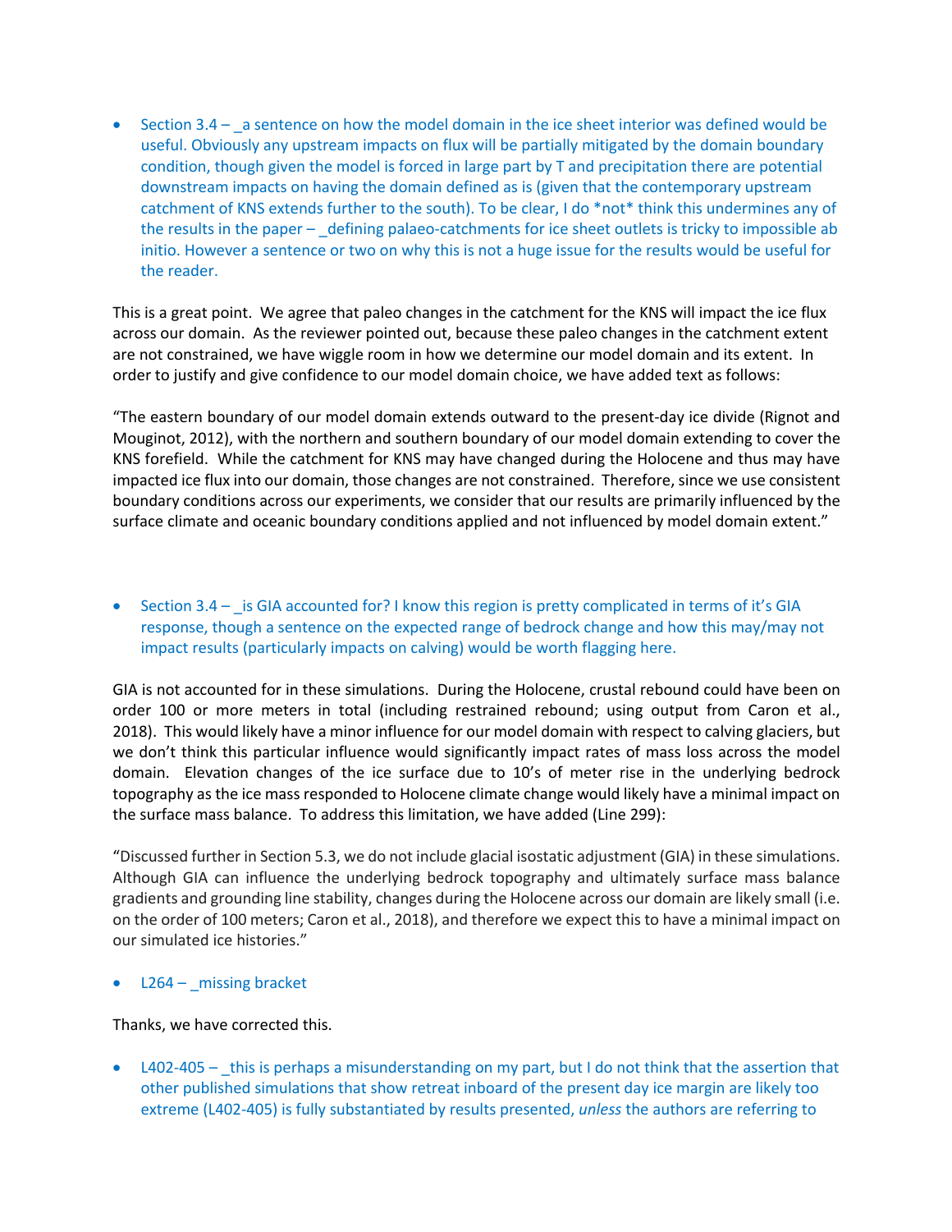- Section 3.4 – _a sentence on how the model domain in the ice sheet interior was defined would be useful. Obviously any upstream impacts on flux will be partially mitigated by the domain boundary condition, though given the model is forced in large part by T and precipitation there are potential downstream impacts on having the domain defined as is (given that the contemporary upstream catchment of KNS extends further to the south). To be clear, I do *not* think this undermines any of the results in the paper – _defining palaeo-catchments for ice sheet outlets is tricky to impossible ab initio. However a sentence or two on why this is not a huge issue for the results would be useful for the reader.

This is a great point. We agree that paleo changes in the catchment for the KNS will impact the ice flux across our domain. As the reviewer pointed out, because these paleo changes in the catchment extent are not constrained, we have wiggle room in how we determine our model domain and its extent. In order to justify and give confidence to our model domain choice, we have added text as follows:

"The eastern boundary of our model domain extends outward to the present-day ice divide (Rignot and Mouginot, 2012), with the northern and southern boundary of our model domain extending to cover the KNS forefield. While the catchment for KNS may have changed during the Holocene and thus may have impacted ice flux into our domain, those changes are not constrained. Therefore, since we use consistent boundary conditions across our experiments, we consider that our results are primarily influenced by the surface climate and oceanic boundary conditions applied and not influenced by model domain extent."

- Section 3.4 – _is GIA accounted for? I know this region is pretty complicated in terms of it's GIA response, though a sentence on the expected range of bedrock change and how this may/may not impact results (particularly impacts on calving) would be worth flagging here.

GIA is not accounted for in these simulations. During the Holocene, crustal rebound could have been on order 100 or more meters in total (including restrained rebound; using output from Caron et al., 2018). This would likely have a minor influence for our model domain with respect to calving glaciers, but we don't think this particular influence would significantly impact rates of mass loss across the model domain. Elevation changes of the ice surface due to 10's of meter rise in the underlying bedrock topography as the ice mass responded to Holocene climate change would likely have a minimal impact on the surface mass balance. To address this limitation, we have added (Line 299):

"Discussed further in Section 5.3, we do not include glacial isostatic adjustment (GIA) in these simulations. Although GIA can influence the underlying bedrock topography and ultimately surface mass balance gradients and grounding line stability, changes during the Holocene across our domain are likely small (i.e. on the order of 100 meters; Caron et al., 2018), and therefore we expect this to have a minimal impact on our simulated ice histories."

- L264 – _missing bracket

Thanks, we have corrected this.

- L402-405 – _this is perhaps a misunderstanding on my part, but I do not think that the assertion that other published simulations that show retreat inboard of the present day ice margin are likely too extreme (L402-405) is fully substantiated by results presented, *unless* the authors are referring to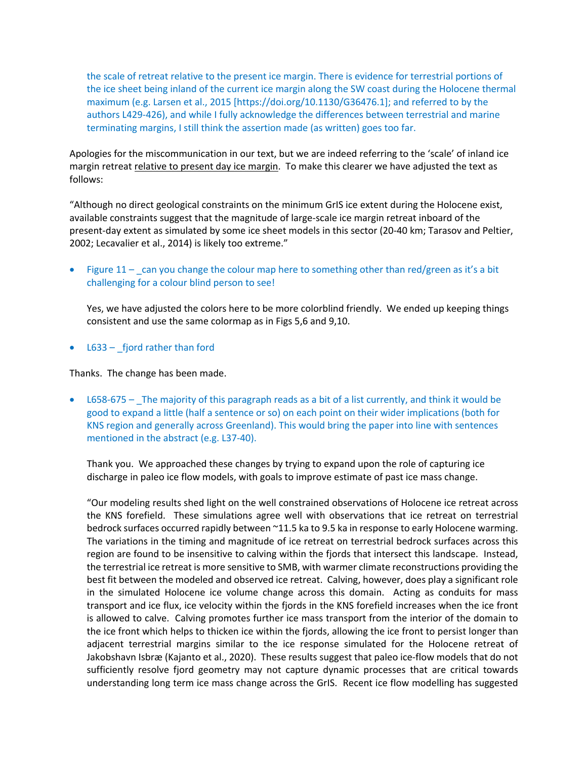the scale of retreat relative to the present ice margin. There is evidence for terrestrial portions of the ice sheet being inland of the current ice margin along the SW coast during the Holocene thermal maximum (e.g. Larsen et al., 2015 [https://doi.org/10.1130/G36476.1]; and referred to by the authors L429-426), and while I fully acknowledge the differences between terrestrial and marine terminating margins, I still think the assertion made (as written) goes too far.

Apologies for the miscommunication in our text, but we are indeed referring to the 'scale' of inland ice margin retreat relative to present day ice margin. To make this clearer we have adjusted the text as follows:

"Although no direct geological constraints on the minimum GrIS ice extent during the Holocene exist, available constraints suggest that the magnitude of large-scale ice margin retreat inboard of the present-day extent as simulated by some ice sheet models in this sector (20-40 km; Tarasov and Peltier, 2002; Lecavalier et al., 2014) is likely too extreme."

- Figure 11 – _can you change the colour map here to something other than red/green as it's a bit challenging for a colour blind person to see!

  Yes, we have adjusted the colors here to be more colorblind friendly. We ended up keeping things consistent and use the same colormap as in Figs 5,6 and 9,10.

- L633 – _fjord rather than ford

Thanks. The change has been made.

- L658-675 – _The majority of this paragraph reads as a bit of a list currently, and think it would be good to expand a little (half a sentence or so) on each point on their wider implications (both for KNS region and generally across Greenland). This would bring the paper into line with sentences mentioned in the abstract (e.g. L37-40).

  Thank you. We approached these changes by trying to expand upon the role of capturing ice discharge in paleo ice flow models, with goals to improve estimate of past ice mass change.

  "Our modeling results shed light on the well constrained observations of Holocene ice retreat across the KNS forefield. These simulations agree well with observations that ice retreat on terrestrial bedrock surfaces occurred rapidly between ~11.5 ka to 9.5 ka in response to early Holocene warming. The variations in the timing and magnitude of ice retreat on terrestrial bedrock surfaces across this region are found to be insensitive to calving within the fjords that intersect this landscape. Instead, the terrestrial ice retreat is more sensitive to SMB, with warmer climate reconstructions providing the best fit between the modeled and observed ice retreat. Calving, however, does play a significant role in the simulated Holocene ice volume change across this domain. Acting as conduits for mass transport and ice flux, ice velocity within the fjords in the KNS forefield increases when the ice front is allowed to calve. Calving promotes further ice mass transport from the interior of the domain to the ice front which helps to thicken ice within the fjords, allowing the ice front to persist longer than adjacent terrestrial margins similar to the ice response simulated for the Holocene retreat of Jakobshavn Isbræ (Kajanto et al., 2020). These results suggest that paleo ice-flow models that do not sufficiently resolve fjord geometry may not capture dynamic processes that are critical towards understanding long term ice mass change across the GrIS. Recent ice flow modelling has suggested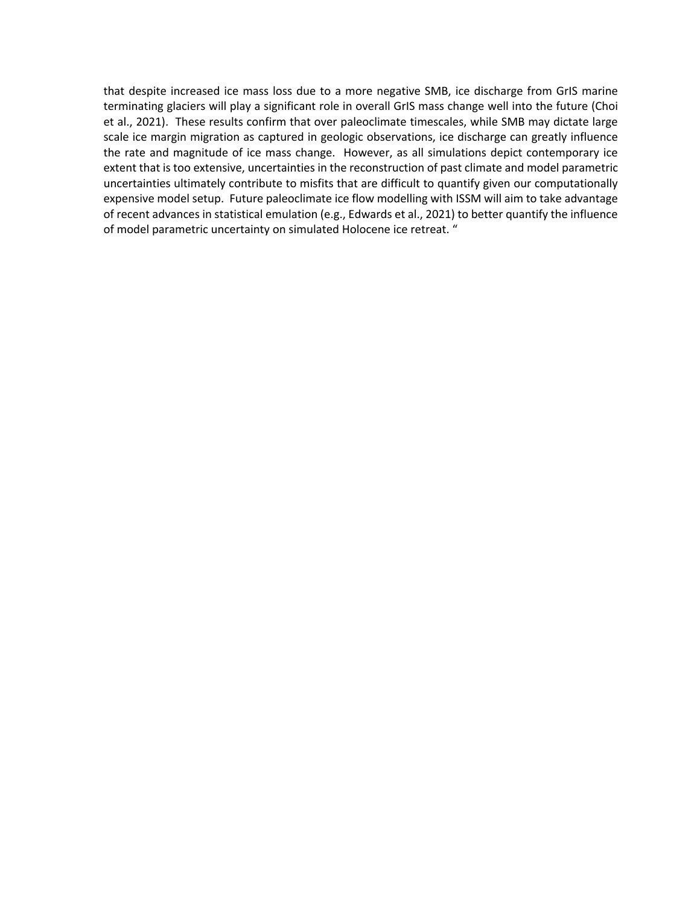that despite increased ice mass loss due to a more negative SMB, ice discharge from GrIS marine terminating glaciers will play a significant role in overall GrIS mass change well into the future (Choi et al., 2021). These results confirm that over paleoclimate timescales, while SMB may dictate large scale ice margin migration as captured in geologic observations, ice discharge can greatly influence the rate and magnitude of ice mass change. However, as all simulations depict contemporary ice extent that is too extensive, uncertainties in the reconstruction of past climate and model parametric uncertainties ultimately contribute to misfits that are difficult to quantify given our computationally expensive model setup. Future paleoclimate ice flow modelling with ISSM will aim to take advantage of recent advances in statistical emulation (e.g., Edwards et al., 2021) to better quantify the influence of model parametric uncertainty on simulated Holocene ice retreat. "